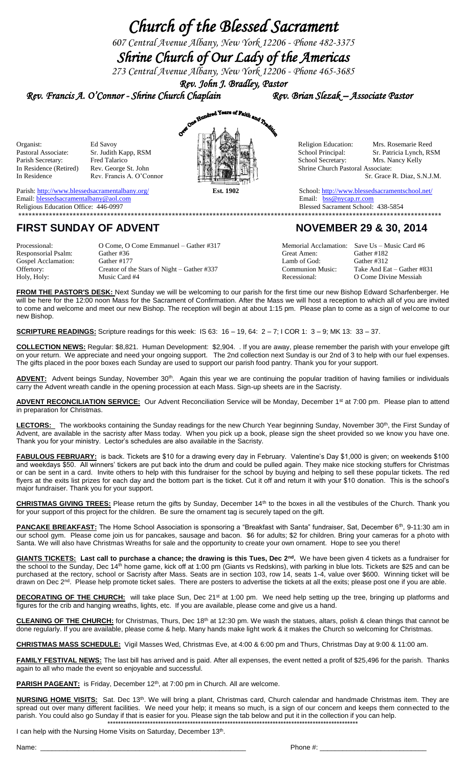# Church of the Blessed Sacrament

*607 Central Avenue Albany, New York 12206 - Phone 482-3375*

# Shrine Church of Our Lady of the Americas

*273 Central Avenue Albany, New York 12206 - Phone 465-3685*

***Rev. John J. Bradley, Pastor***

***Rev. Francis A. O'Connor - Shrine Church Chaplain*** ***Rev. Brian Slezak – Associate Pastor***

Over One Hundred Years of Faith and Tradition

Organist: Ed Savoy
Pastoral Associate: Sr. Judith Kapp, RSM
Parish Secretary: Fred Talarico
In Residence (Retired) Rev. George St. John
In Residence Rev. Francis A. O'Connor

Religion Education: Mrs. Rosemarie Reed
School Principal: Sr. Patricia Lynch, RSM
School Secretary: Mrs. Nancy Kelly
Shrine Church Pastoral Associate: Sr. Grace R. Diaz, S.N.J.M.

Parish: http://www.blessedsacramentalbany.org/
Email: blessedsacramentalbany@aol.com
Religious Education Office: 446-0997

**Est. 1902**

School: http://www.blessedsacramentschool.net/
Email: bss@nycap.rr.com
Blessed Sacrament School: 438-5854

## FIRST SUNDAY OF ADVENT — NOVEMBER 29 & 30, 2014

| | | | |
|---|---|---|---|
| Processional: | O Come, O Come Emmanuel – Gather #317 | Memorial Acclamation: | Save Us – Music Card #6 |
| Responsorial Psalm: | Gather #36 | Great Amen: | Gather #182 |
| Gospel Acclamation: | Gather #177 | Lamb of God: | Gather #312 |
| Offertory: | Creator of the Stars of Night – Gather #337 | Communion Music: | Take And Eat – Gather #831 |
| Holy, Holy: | Music Card #4 | Recessional: | O Come Divine Messiah |

**FROM THE PASTOR'S DESK:** Next Sunday we will be welcoming to our parish for the first time our new Bishop Edward Scharfenberger. He will be here for the 12:00 noon Mass for the Sacrament of Confirmation. After the Mass we will host a reception to which all of you are invited to come and welcome and meet our new Bishop. The reception will begin at about 1:15 pm. Please plan to come as a sign of welcome to our new Bishop.

**SCRIPTURE READINGS:** Scripture readings for this week: IS 63: 16 – 19, 64: 2 – 7; I COR 1: 3 – 9; MK 13: 33 – 37.

**COLLECTION NEWS:** Regular: $8,821. Human Development: $2,904. . If you are away, please remember the parish with your envelope gift on your return. We appreciate and need your ongoing support. The 2nd collection next Sunday is our 2nd of 3 to help with our fuel expenses. The gifts placed in the poor boxes each Sunday are used to support our parish food pantry. Thank you for your support.

**ADVENT:** Advent beings Sunday, November 30th. Again this year we are continuing the popular tradition of having families or individuals carry the Advent wreath candle in the opening procession at each Mass. Sign-up sheets are in the Sacristy.

**ADVENT RECONCILIATION SERVICE:** Our Advent Reconciliation Service will be Monday, December 1st at 7:00 pm. Please plan to attend in preparation for Christmas.

**LECTORS:** The workbooks containing the Sunday readings for the new Church Year beginning Sunday, November 30th, the First Sunday of Advent, are available in the sacristy after Mass today. When you pick up a book, please sign the sheet provided so we know you have one. Thank you for your ministry. Lector's schedules are also available in the Sacristy.

**FABULOUS FEBRUARY:** is back. Tickets are $10 for a drawing every day in February. Valentine's Day $1,000 is given; on weekends $100 and weekdays $50. All winners' tickers are put back into the drum and could be pulled again. They make nice stocking stuffers for Christmas or can be sent in a card. Invite others to help with this fundraiser for the school by buying and helping to sell these popular tickets. The red flyers at the exits list prizes for each day and the bottom part is the ticket. Cut it off and return it with your $10 donation. This is the school's major fundraiser. Thank you for your support.

**CHRISTMAS GIVING TREES:** Please return the gifts by Sunday, December 14th to the boxes in all the vestibules of the Church. Thank you for your support of this project for the children. Be sure the ornament tag is securely taped on the gift.

**PANCAKE BREAKFAST:** The Home School Association is sponsoring a "Breakfast with Santa" fundraiser, Sat, December 6th, 9-11:30 am in our school gym. Please come join us for pancakes, sausage and bacon. $6 for adults; $2 for children. Bring your cameras for a photo with Santa. We will also have Christmas Wreaths for sale and the opportunity to create your own ornament. Hope to see you there!

**GIANTS TICKETS: Last call to purchase a chance; the drawing is this Tues, Dec 2nd.** We have been given 4 tickets as a fundraiser for the school to the Sunday, Dec 14th home game, kick off at 1:00 pm (Giants vs Redskins), with parking in blue lots. Tickets are $25 and can be purchased at the rectory, school or Sacristy after Mass. Seats are in section 103, row 14, seats 1-4, value over $600. Winning ticket will be drawn on Dec 2nd. Please help promote ticket sales. There are posters to advertise the tickets at all the exits; please post one if you are able.

**DECORATING OF THE CHURCH:** will take place Sun, Dec 21st at 1:00 pm. We need help setting up the tree, bringing up platforms and figures for the crib and hanging wreaths, lights, etc. If you are available, please come and give us a hand.

**CLEANING OF THE CHURCH:** for Christmas, Thurs, Dec 18th at 12:30 pm. We wash the statues, altars, polish & clean things that cannot be done regularly. If you are available, please come & help. Many hands make light work & it makes the Church so welcoming for Christmas.

**CHRISTMAS MASS SCHEDULE:** Vigil Masses Wed, Christmas Eve, at 4:00 & 6:00 pm and Thurs, Christmas Day at 9:00 & 11:00 am.

**FAMILY FESTIVAL NEWS:** The last bill has arrived and is paid. After all expenses, the event netted a profit of $25,496 for the parish. Thanks again to all who made the event so enjoyable and successful.

**PARISH PAGEANT:** is Friday, December 12th, at 7:00 pm in Church. All are welcome.

**NURSING HOME VISITS:** Sat. Dec 13th. We will bring a plant, Christmas card, Church calendar and handmade Christmas item. They are spread out over many different facilities. We need your help; it means so much, is a sign of our concern and keeps them connected to the parish. You could also go Sunday if that is easier for you. Please sign the tab below and put it in the collection if you can help.

I can help with the Nursing Home Visits on Saturday, December 13th.

Name: ______________________________ Phone #: ______________________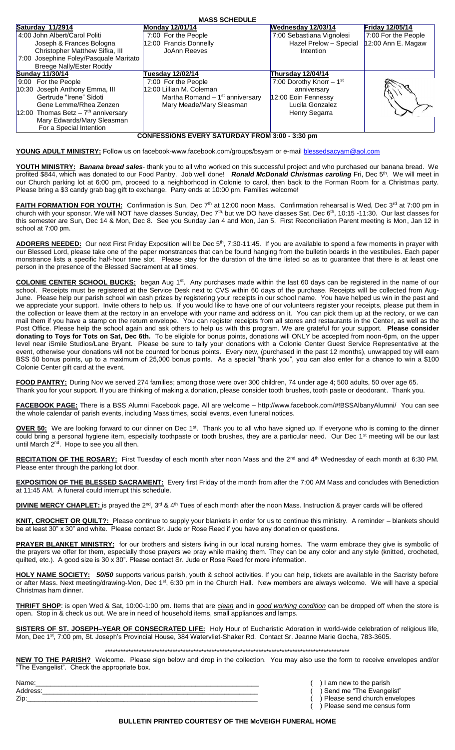## MASS SCHEDULE

| Saturday 11/2914 | Monday 12/01/14 | Wednesday 12/03/14 | Friday 12/05/14 |
|---|---|---|---|
| 4:00 John Albert/Carol Politi<br>Joseph & Frances Bologna<br>Christopher Matthew Sifka, III<br>7:00 Josephine Foley/Pasquale Maritato<br>Breege Nally/Ester Roddy | 7:00 For the People<br>12:00 Francis Donnelly<br>JoAnn Reeves | 7:00 Sebastiana Vignolesi<br>Hazel Prelow – Special Intention | 7:00 For the People<br>12:00 Ann E. Magaw |
| **Sunday 11/30/14** | **Tuesday 12/02/14** | **Thursday 12/04/14** | |
| 9:00 For the People<br>10:30 Joseph Anthony Emma, III<br>Gertrude "Irene" Sidoti<br>Gene Lemme/Rhea Zenzen<br>12:00 Thomas Betz – 7th anniversary<br>Mary Edwards/Mary Sleasman<br>For a Special Intention | 7:00 For the People<br>12:00 Lillian M. Coleman<br>Martha Romand – 1st anniversary<br>Mary Meade/Mary Sleasman | 7:00 Dorothy Knorr – 1st anniversary<br>12:00 Eoin Fennessy<br>Lucila Gonzalez<br>Henry Segarra | |

**CONFESSIONS EVERY SATURDAY FROM 3:00 - 3:30 pm**

**YOUNG ADULT MINISTRY:** Follow us on facebook-www.facebook.com/groups/bsyam or e-mail blessedsacyam@aol.com

**YOUTH MINISTRY:** ***Banana bread sales***- thank you to all who worked on this successful project and who purchased our banana bread. We profited $844, which was donated to our Food Pantry. Job well done! ***Ronald McDonald Christmas caroling*** Fri, Dec 5th. We will meet in our Church parking lot at 6:00 pm, proceed to a neighborhood in Colonie to carol, then back to the Forman Room for a Christmas party. Please bring a $3 candy grab bag gift to exchange. Party ends at 10:00 pm. Families welcome!

**FAITH FORMATION FOR YOUTH:** Confirmation is Sun, Dec 7th at 12:00 noon Mass. Confirmation rehearsal is Wed, Dec 3rd at 7:00 pm in church with your sponsor. We will NOT have classes Sunday, Dec 7th, but we DO have classes Sat, Dec 6th, 10:15 -11:30. Our last classes for this semester are Sun, Dec 14 & Mon, Dec 8. See you Sunday Jan 4 and Mon, Jan 5. First Reconciliation Parent meeting is Mon, Jan 12 in school at 7:00 pm.

**ADORERS NEEDED:** Our next First Friday Exposition will be Dec 5th, 7:30-11:45. If you are available to spend a few moments in prayer with our Blessed Lord, please take one of the paper monstrances that can be found hanging from the bulletin boards in the vestibules. Each paper monstrance lists a specific half-hour time slot. Please stay for the duration of the time listed so as to guarantee that there is at least one person in the presence of the Blessed Sacrament at all times.

**COLONIE CENTER SCHOOL BUCKS:** began Aug 1st. Any purchases made within the last 60 days can be registered in the name of our school. Receipts must be registered at the Service Desk next to CVS within 60 days of the purchase. Receipts will be collected from Aug-June. Please help our parish school win cash prizes by registering your receipts in our school name. You have helped us win in the past and we appreciate your support. Invite others to help us. If you would like to have one of our volunteers register your receipts, please put them in the collection or leave them at the rectory in an envelope with your name and address on it. You can pick them up at the rectory, or we can mail them if you have a stamp on the return envelope. You can register receipts from all stores and restaurants in the Center, as well as the Post Office. Please help the school again and ask others to help us with this program. We are grateful for your support. **Please consider donating to Toys for Tots on Sat, Dec 6th.** To be eligible for bonus points, donations will ONLY be accepted from noon-6pm, on the upper level near iSmile Studios/Lane Bryant. Please be sure to tally your donations with a Colonie Center Guest Service Representative at the event, otherwise your donations will not be counted for bonus points. Every new, (purchased in the past 12 months), unwrapped toy will earn BSS 50 bonus points, up to a maximum of 25,000 bonus points. As a special "thank you", you can also enter for a chance to win a $100 Colonie Center gift card at the event.

**FOOD PANTRY:** During Nov we served 274 families; among those were over 300 children, 74 under age 4; 500 adults, 50 over age 65. Thank you for your support. If you are thinking of making a donation, please consider tooth brushes, tooth paste or deodorant. Thank you.

**FACEBOOK PAGE:** There is a BSS Alumni Facebook page. All are welcome – http://www.facebook.com/#!BSSAlbanyAlumni/ You can see the whole calendar of parish events, including Mass times, social events, even funeral notices.

**OVER 50:** We are looking forward to our dinner on Dec 1st. Thank you to all who have signed up. If everyone who is coming to the dinner could bring a personal hygiene item, especially toothpaste or tooth brushes, they are a particular need. Our Dec 1st meeting will be our last until March 2nd. Hope to see you all then.

**RECITATION OF THE ROSARY:** First Tuesday of each month after noon Mass and the 2nd and 4th Wednesday of each month at 6:30 PM. Please enter through the parking lot door.

**EXPOSITION OF THE BLESSED SACRAMENT:** Every first Friday of the month from after the 7:00 AM Mass and concludes with Benediction at 11:45 AM. A funeral could interrupt this schedule.

**DIVINE MERCY CHAPLET:** is prayed the 2nd, 3rd & 4th Tues of each month after the noon Mass. Instruction & prayer cards will be offered

**KNIT, CROCHET OR QUILT?:** Please continue to supply your blankets in order for us to continue this ministry. A reminder – blankets should be at least 30" x 30" and white. Please contact Sr. Jude or Rose Reed if you have any donation or questions.

**PRAYER BLANKET MINISTRY:** for our brothers and sisters living in our local nursing homes. The warm embrace they give is symbolic of the prayers we offer for them, especially those prayers we pray while making them. They can be any color and any style (knitted, crocheted, quilted, etc.). A good size is 30 x 30". Please contact Sr. Jude or Rose Reed for more information.

**HOLY NAME SOCIETY:** ***50/50*** supports various parish, youth & school activities. If you can help, tickets are available in the Sacristy before or after Mass. Next meeting/drawing-Mon, Dec 1st, 6:30 pm in the Church Hall. New members are always welcome. We will have a special Christmas ham dinner.

**THRIFT SHOP**: is open Wed & Sat, 10:00-1:00 pm. Items that are *clean* and in *good working condition* can be dropped off when the store is open. Stop in & check us out. We are in need of household items, small appliances and lamps.

**SISTERS OF ST. JOSEPH–YEAR OF CONSECRATED LIFE:** Holy Hour of Eucharistic Adoration in world-wide celebration of religious life, Mon, Dec 1st, 7:00 pm, St. Joseph's Provincial House, 384 Watervliet-Shaker Rd. Contact Sr. Jeanne Marie Gocha, 783-3605.

\*\*\*\*\*\*\*\*\*\*\*\*\*\*\*\*\*\*\*\*\*\*\*\*\*\*\*\*\*\*\*\*\*\*\*\*\*\*\*\*\*\*\*\*\*\*\*\*\*\*\*\*\*\*\*\*\*\*\*\*\*\*\*\*\*\*\*\*\*\*\*\*\*\*\*\*\*\*\*\*\*\*\*\*\*\*\*\*\*\*

**NEW TO THE PARISH?** Welcome. Please sign below and drop in the collection. You may also use the form to receive envelopes and/or "The Evangelist". Check the appropriate box.

Name:\_\_\_\_\_\_\_\_\_\_\_\_\_\_\_\_\_\_\_\_\_\_\_\_\_\_\_\_\_\_\_\_\_\_\_\_\_\_\_\_\_\_\_\_\_\_\_\_
Address:\_\_\_\_\_\_\_\_\_\_\_\_\_\_\_\_\_\_\_\_\_\_\_\_\_\_\_\_\_\_\_\_\_\_\_\_\_\_\_\_\_\_\_\_\_\_
Zip:\_\_\_\_\_\_\_\_\_\_\_\_\_\_\_\_\_\_\_\_\_\_\_\_\_\_\_\_\_\_\_\_\_\_\_\_\_\_\_\_\_\_\_\_\_\_\_\_\_\_

( ) I am new to the parish
( ) Send me "The Evangelist"
( ) Please send church envelopes
( ) Please send me census form

**BULLETIN PRINTED COURTESY OF THE McVEIGH FUNERAL HOME**